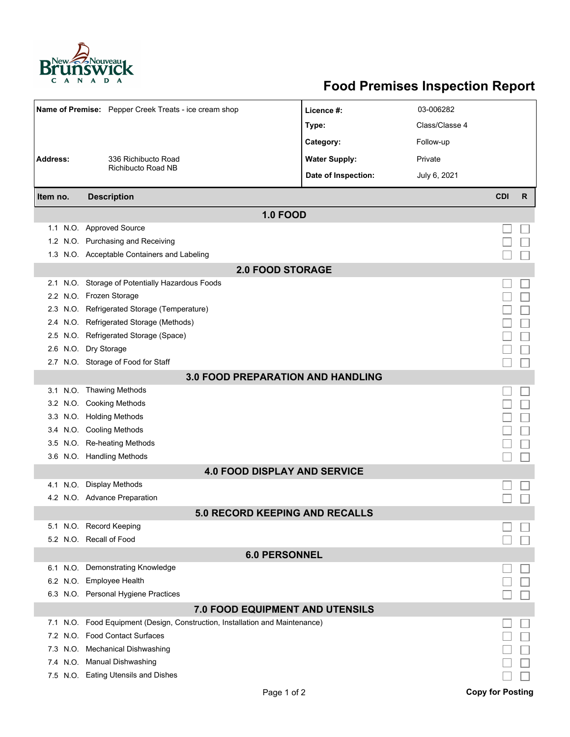# Food Premises Inspection Report

| | | | |
|---|---|---|---|
| **Name of Premise:** | Pepper Creek Treats - ice cream shop | **Licence #:** | 03-006282 |
| | | **Type:** | Class/Classe 4 |
| | | **Category:** | Follow-up |
| **Address:** | 336 Richibucto Road<br>Richibucto Road NB | **Water Supply:** | Private |
| | | **Date of Inspection:** | July 6, 2021 |

| Item no. | | Description | CDI | R |
|---|---|---|---|---|
| **1.0 FOOD** | | | | |
| 1.1 | N.O. | Approved Source | ☐ | ☐ |
| 1.2 | N.O. | Purchasing and Receiving | ☐ | ☐ |
| 1.3 | N.O. | Acceptable Containers and Labeling | ☐ | ☐ |
| **2.0 FOOD STORAGE** | | | | |
| 2.1 | N.O. | Storage of Potentially Hazardous Foods | ☐ | ☐ |
| 2.2 | N.O. | Frozen Storage | ☐ | ☐ |
| 2.3 | N.O. | Refrigerated Storage (Temperature) | ☐ | ☐ |
| 2.4 | N.O. | Refrigerated Storage (Methods) | ☐ | ☐ |
| 2.5 | N.O. | Refrigerated Storage (Space) | ☐ | ☐ |
| 2.6 | N.O. | Dry Storage | ☐ | ☐ |
| 2.7 | N.O. | Storage of Food for Staff | ☐ | ☐ |
| **3.0 FOOD PREPARATION AND HANDLING** | | | | |
| 3.1 | N.O. | Thawing Methods | ☐ | ☐ |
| 3.2 | N.O. | Cooking Methods | ☐ | ☐ |
| 3.3 | N.O. | Holding Methods | ☐ | ☐ |
| 3.4 | N.O. | Cooling Methods | ☐ | ☐ |
| 3.5 | N.O. | Re-heating Methods | ☐ | ☐ |
| 3.6 | N.O. | Handling Methods | ☐ | ☐ |
| **4.0 FOOD DISPLAY AND SERVICE** | | | | |
| 4.1 | N.O. | Display Methods | ☐ | ☐ |
| 4.2 | N.O. | Advance Preparation | ☐ | ☐ |
| **5.0 RECORD KEEPING AND RECALLS** | | | | |
| 5.1 | N.O. | Record Keeping | ☐ | ☐ |
| 5.2 | N.O. | Recall of Food | ☐ | ☐ |
| **6.0 PERSONNEL** | | | | |
| 6.1 | N.O. | Demonstrating Knowledge | ☐ | ☐ |
| 6.2 | N.O. | Employee Health | ☐ | ☐ |
| 6.3 | N.O. | Personal Hygiene Practices | ☐ | ☐ |
| **7.0 FOOD EQUIPMENT AND UTENSILS** | | | | |
| 7.1 | N.O. | Food Equipment (Design, Construction, Installation and Maintenance) | ☐ | ☐ |
| 7.2 | N.O. | Food Contact Surfaces | ☐ | ☐ |
| 7.3 | N.O. | Mechanical Dishwashing | ☐ | ☐ |
| 7.4 | N.O. | Manual Dishwashing | ☐ | ☐ |
| 7.5 | N.O. | Eating Utensils and Dishes | ☐ | ☐ |

**Copy for Posting**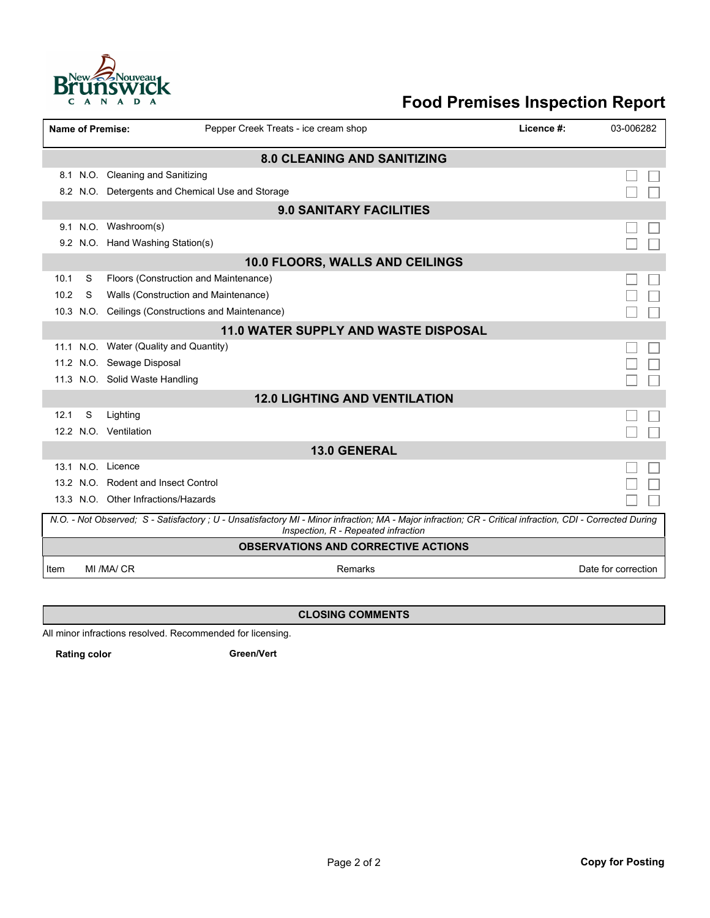# Food Premises Inspection Report

| **Name of Premise:** | Pepper Creek Treats - ice cream shop | **Licence #:** | 03-006282 |
|---|---|---|---|

## 8.0 CLEANING AND SANITIZING

| | | | | |
|---|---|---|---|---|
| 8.1 | N.O. | Cleaning and Sanitizing | ☐ | ☐ |
| 8.2 | N.O. | Detergents and Chemical Use and Storage | ☐ | ☐ |

## 9.0 SANITARY FACILITIES

| | | | | |
|---|---|---|---|---|
| 9.1 | N.O. | Washroom(s) | ☐ | ☐ |
| 9.2 | N.O. | Hand Washing Station(s) | ☐ | ☐ |

## 10.0 FLOORS, WALLS AND CEILINGS

| | | | | |
|---|---|---|---|---|
| 10.1 | S | Floors (Construction and Maintenance) | ☐ | ☐ |
| 10.2 | S | Walls (Construction and Maintenance) | ☐ | ☐ |
| 10.3 | N.O. | Ceilings (Constructions and Maintenance) | ☐ | ☐ |

## 11.0 WATER SUPPLY AND WASTE DISPOSAL

| | | | | |
|---|---|---|---|---|
| 11.1 | N.O. | Water (Quality and Quantity) | ☐ | ☐ |
| 11.2 | N.O. | Sewage Disposal | ☐ | ☐ |
| 11.3 | N.O. | Solid Waste Handling | ☐ | ☐ |

## 12.0 LIGHTING AND VENTILATION

| | | | | |
|---|---|---|---|---|
| 12.1 | S | Lighting | ☐ | ☐ |
| 12.2 | N.O. | Ventilation | ☐ | ☐ |

## 13.0 GENERAL

| | | | | |
|---|---|---|---|---|
| 13.1 | N.O. | Licence | ☐ | ☐ |
| 13.2 | N.O. | Rodent and Insect Control | ☐ | ☐ |
| 13.3 | N.O. | Other Infractions/Hazards | ☐ | ☐ |

*N.O. - Not Observed; S - Satisfactory ; U - Unsatisfactory MI - Minor infraction; MA - Major infraction; CR - Critical infraction, CDI - Corrected During Inspection, R - Repeated infraction*

## OBSERVATIONS AND CORRECTIVE ACTIONS

| Item | MI /MA/ CR | Remarks | Date for correction |
|---|---|---|---|

## CLOSING COMMENTS

All minor infractions resolved. Recommended for licensing.

**Rating color** **Green/Vert**

**Copy for Posting**